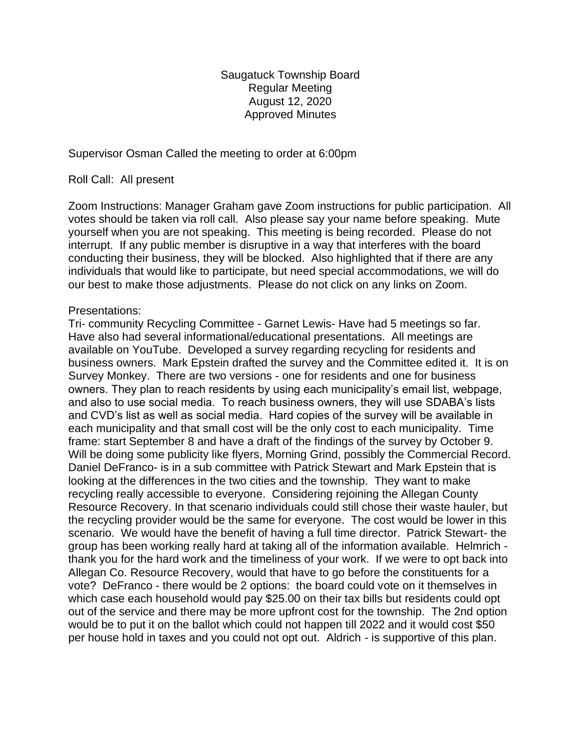Saugatuck Township Board
Regular Meeting
August 12, 2020
Approved Minutes

Supervisor Osman Called the meeting to order at 6:00pm

Roll Call: All present

Zoom Instructions: Manager Graham gave Zoom instructions for public participation. All votes should be taken via roll call. Also please say your name before speaking. Mute yourself when you are not speaking. This meeting is being recorded. Please do not interrupt. If any public member is disruptive in a way that interferes with the board conducting their business, they will be blocked. Also highlighted that if there are any individuals that would like to participate, but need special accommodations, we will do our best to make those adjustments. Please do not click on any links on Zoom.

Presentations:
Tri- community Recycling Committee - Garnet Lewis- Have had 5 meetings so far. Have also had several informational/educational presentations. All meetings are available on YouTube. Developed a survey regarding recycling for residents and business owners. Mark Epstein drafted the survey and the Committee edited it. It is on Survey Monkey. There are two versions - one for residents and one for business owners. They plan to reach residents by using each municipality's email list, webpage, and also to use social media. To reach business owners, they will use SDABA's lists and CVD's list as well as social media. Hard copies of the survey will be available in each municipality and that small cost will be the only cost to each municipality. Time frame: start September 8 and have a draft of the findings of the survey by October 9. Will be doing some publicity like flyers, Morning Grind, possibly the Commercial Record. Daniel DeFranco- is in a sub committee with Patrick Stewart and Mark Epstein that is looking at the differences in the two cities and the township. They want to make recycling really accessible to everyone. Considering rejoining the Allegan County Resource Recovery. In that scenario individuals could still chose their waste hauler, but the recycling provider would be the same for everyone. The cost would be lower in this scenario. We would have the benefit of having a full time director. Patrick Stewart- the group has been working really hard at taking all of the information available. Helmrich - thank you for the hard work and the timeliness of your work. If we were to opt back into Allegan Co. Resource Recovery, would that have to go before the constituents for a vote? DeFranco - there would be 2 options: the board could vote on it themselves in which case each household would pay $25.00 on their tax bills but residents could opt out of the service and there may be more upfront cost for the township. The 2nd option would be to put it on the ballot which could not happen till 2022 and it would cost $50 per house hold in taxes and you could not opt out. Aldrich - is supportive of this plan.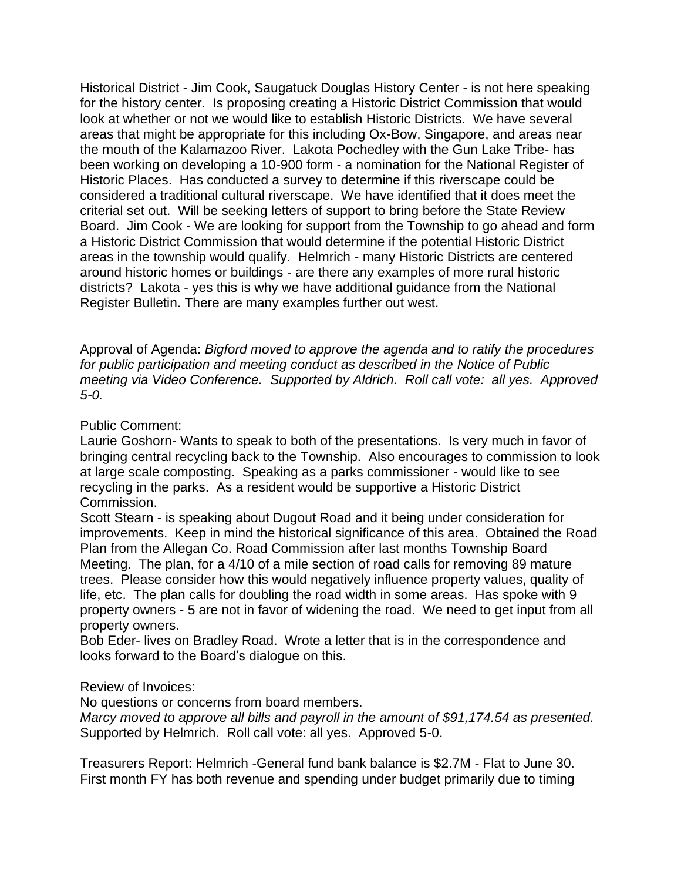Historical District - Jim Cook, Saugatuck Douglas History Center - is not here speaking for the history center. Is proposing creating a Historic District Commission that would look at whether or not we would like to establish Historic Districts. We have several areas that might be appropriate for this including Ox-Bow, Singapore, and areas near the mouth of the Kalamazoo River. Lakota Pochedley with the Gun Lake Tribe- has been working on developing a 10-900 form - a nomination for the National Register of Historic Places. Has conducted a survey to determine if this riverscape could be considered a traditional cultural riverscape. We have identified that it does meet the criterial set out. Will be seeking letters of support to bring before the State Review Board. Jim Cook - We are looking for support from the Township to go ahead and form a Historic District Commission that would determine if the potential Historic District areas in the township would qualify. Helmrich - many Historic Districts are centered around historic homes or buildings - are there any examples of more rural historic districts? Lakota - yes this is why we have additional guidance from the National Register Bulletin. There are many examples further out west.

Approval of Agenda: *Bigford moved to approve the agenda and to ratify the procedures for public participation and meeting conduct as described in the Notice of Public meeting via Video Conference. Supported by Aldrich. Roll call vote: all yes. Approved 5-0.*

Public Comment:
Laurie Goshorn- Wants to speak to both of the presentations. Is very much in favor of bringing central recycling back to the Township. Also encourages to commission to look at large scale composting. Speaking as a parks commissioner - would like to see recycling in the parks. As a resident would be supportive a Historic District Commission.
Scott Stearn - is speaking about Dugout Road and it being under consideration for improvements. Keep in mind the historical significance of this area. Obtained the Road Plan from the Allegan Co. Road Commission after last months Township Board Meeting. The plan, for a 4/10 of a mile section of road calls for removing 89 mature trees. Please consider how this would negatively influence property values, quality of life, etc. The plan calls for doubling the road width in some areas. Has spoke with 9 property owners - 5 are not in favor of widening the road. We need to get input from all property owners.
Bob Eder- lives on Bradley Road. Wrote a letter that is in the correspondence and looks forward to the Board's dialogue on this.

Review of Invoices:
No questions or concerns from board members.
*Marcy moved to approve all bills and payroll in the amount of $91,174.54 as presented.* Supported by Helmrich. Roll call vote: all yes. Approved 5-0.

Treasurers Report: Helmrich -General fund bank balance is $2.7M - Flat to June 30. First month FY has both revenue and spending under budget primarily due to timing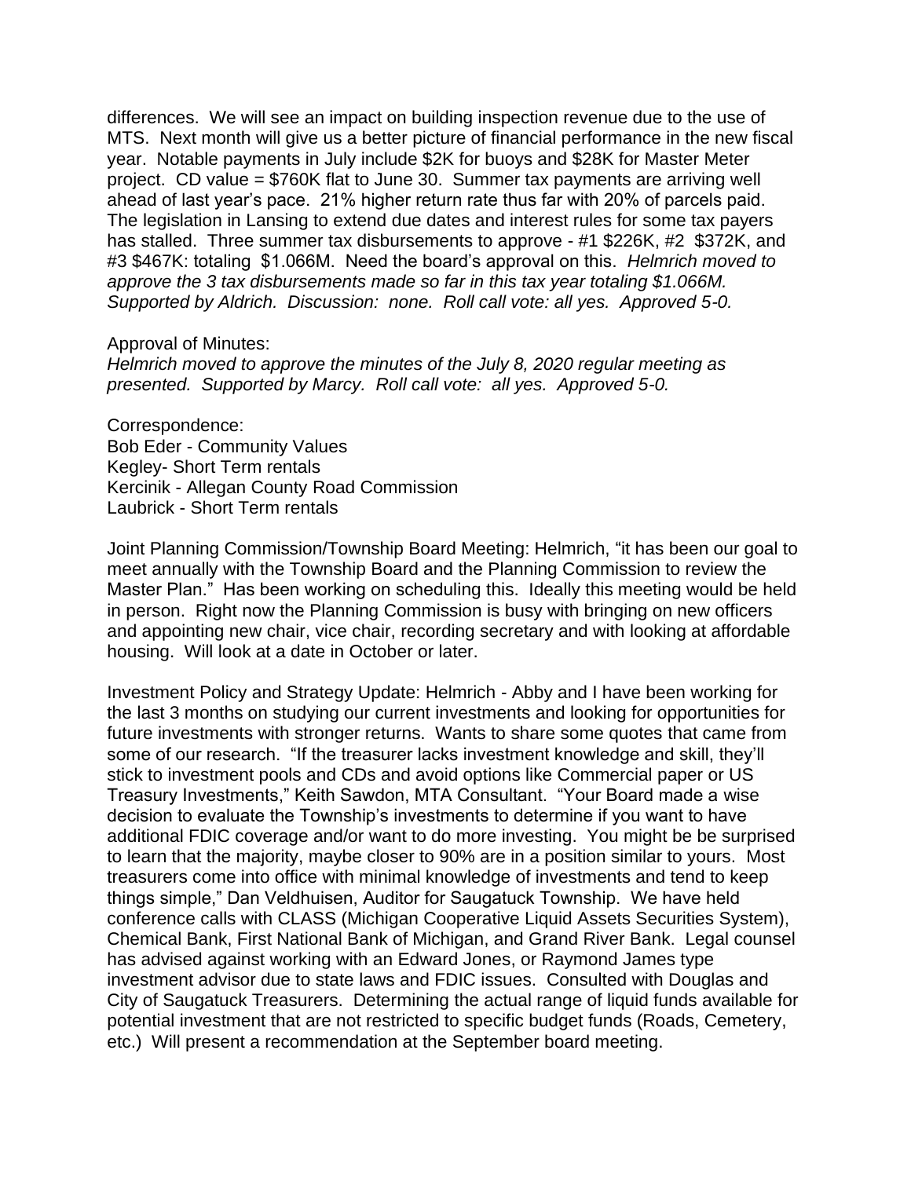differences. We will see an impact on building inspection revenue due to the use of MTS. Next month will give us a better picture of financial performance in the new fiscal year. Notable payments in July include $2K for buoys and $28K for Master Meter project. CD value = $760K flat to June 30. Summer tax payments are arriving well ahead of last year's pace. 21% higher return rate thus far with 20% of parcels paid. The legislation in Lansing to extend due dates and interest rules for some tax payers has stalled. Three summer tax disbursements to approve - #1 $226K, #2 $372K, and #3 $467K: totaling $1.066M. Need the board's approval on this. *Helmrich moved to approve the 3 tax disbursements made so far in this tax year totaling $1.066M. Supported by Aldrich. Discussion: none. Roll call vote: all yes. Approved 5-0.*

Approval of Minutes:
*Helmrich moved to approve the minutes of the July 8, 2020 regular meeting as presented. Supported by Marcy. Roll call vote: all yes. Approved 5-0.*

Correspondence:
Bob Eder - Community Values
Kegley- Short Term rentals
Kercinik - Allegan County Road Commission
Laubrick - Short Term rentals

Joint Planning Commission/Township Board Meeting: Helmrich, "it has been our goal to meet annually with the Township Board and the Planning Commission to review the Master Plan." Has been working on scheduling this. Ideally this meeting would be held in person. Right now the Planning Commission is busy with bringing on new officers and appointing new chair, vice chair, recording secretary and with looking at affordable housing. Will look at a date in October or later.

Investment Policy and Strategy Update: Helmrich - Abby and I have been working for the last 3 months on studying our current investments and looking for opportunities for future investments with stronger returns. Wants to share some quotes that came from some of our research. "If the treasurer lacks investment knowledge and skill, they'll stick to investment pools and CDs and avoid options like Commercial paper or US Treasury Investments," Keith Sawdon, MTA Consultant. "Your Board made a wise decision to evaluate the Township's investments to determine if you want to have additional FDIC coverage and/or want to do more investing. You might be be surprised to learn that the majority, maybe closer to 90% are in a position similar to yours. Most treasurers come into office with minimal knowledge of investments and tend to keep things simple," Dan Veldhuisen, Auditor for Saugatuck Township. We have held conference calls with CLASS (Michigan Cooperative Liquid Assets Securities System), Chemical Bank, First National Bank of Michigan, and Grand River Bank. Legal counsel has advised against working with an Edward Jones, or Raymond James type investment advisor due to state laws and FDIC issues. Consulted with Douglas and City of Saugatuck Treasurers. Determining the actual range of liquid funds available for potential investment that are not restricted to specific budget funds (Roads, Cemetery, etc.) Will present a recommendation at the September board meeting.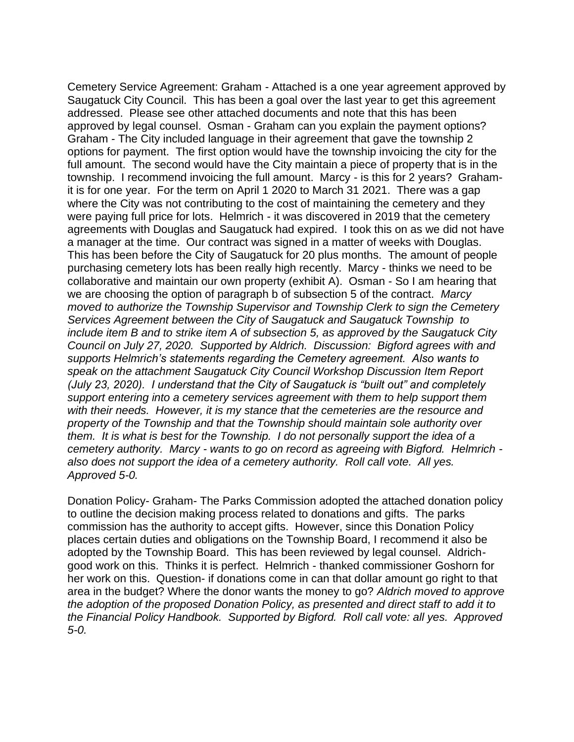Cemetery Service Agreement: Graham - Attached is a one year agreement approved by Saugatuck City Council. This has been a goal over the last year to get this agreement addressed. Please see other attached documents and note that this has been approved by legal counsel. Osman - Graham can you explain the payment options? Graham - The City included language in their agreement that gave the township 2 options for payment. The first option would have the township invoicing the city for the full amount. The second would have the City maintain a piece of property that is in the township. I recommend invoicing the full amount. Marcy - is this for 2 years? Graham- it is for one year. For the term on April 1 2020 to March 31 2021. There was a gap where the City was not contributing to the cost of maintaining the cemetery and they were paying full price for lots. Helmrich - it was discovered in 2019 that the cemetery agreements with Douglas and Saugatuck had expired. I took this on as we did not have a manager at the time. Our contract was signed in a matter of weeks with Douglas. This has been before the City of Saugatuck for 20 plus months. The amount of people purchasing cemetery lots has been really high recently. Marcy - thinks we need to be collaborative and maintain our own property (exhibit A). Osman - So I am hearing that we are choosing the option of paragraph b of subsection 5 of the contract. *Marcy moved to authorize the Township Supervisor and Township Clerk to sign the Cemetery Services Agreement between the City of Saugatuck and Saugatuck Township to include item B and to strike item A of subsection 5, as approved by the Saugatuck City Council on July 27, 2020. Supported by Aldrich. Discussion: Bigford agrees with and supports Helmrich's statements regarding the Cemetery agreement. Also wants to speak on the attachment Saugatuck City Council Workshop Discussion Item Report (July 23, 2020). I understand that the City of Saugatuck is "built out" and completely support entering into a cemetery services agreement with them to help support them with their needs. However, it is my stance that the cemeteries are the resource and property of the Township and that the Township should maintain sole authority over them. It is what is best for the Township. I do not personally support the idea of a cemetery authority. Marcy - wants to go on record as agreeing with Bigford. Helmrich - also does not support the idea of a cemetery authority. Roll call vote. All yes. Approved 5-0.*

Donation Policy- Graham- The Parks Commission adopted the attached donation policy to outline the decision making process related to donations and gifts. The parks commission has the authority to accept gifts. However, since this Donation Policy places certain duties and obligations on the Township Board, I recommend it also be adopted by the Township Board. This has been reviewed by legal counsel. Aldrich- good work on this. Thinks it is perfect. Helmrich - thanked commissioner Goshorn for her work on this. Question- if donations come in can that dollar amount go right to that area in the budget? Where the donor wants the money to go? *Aldrich moved to approve the adoption of the proposed Donation Policy, as presented and direct staff to add it to the Financial Policy Handbook. Supported by Bigford. Roll call vote: all yes. Approved 5-0.*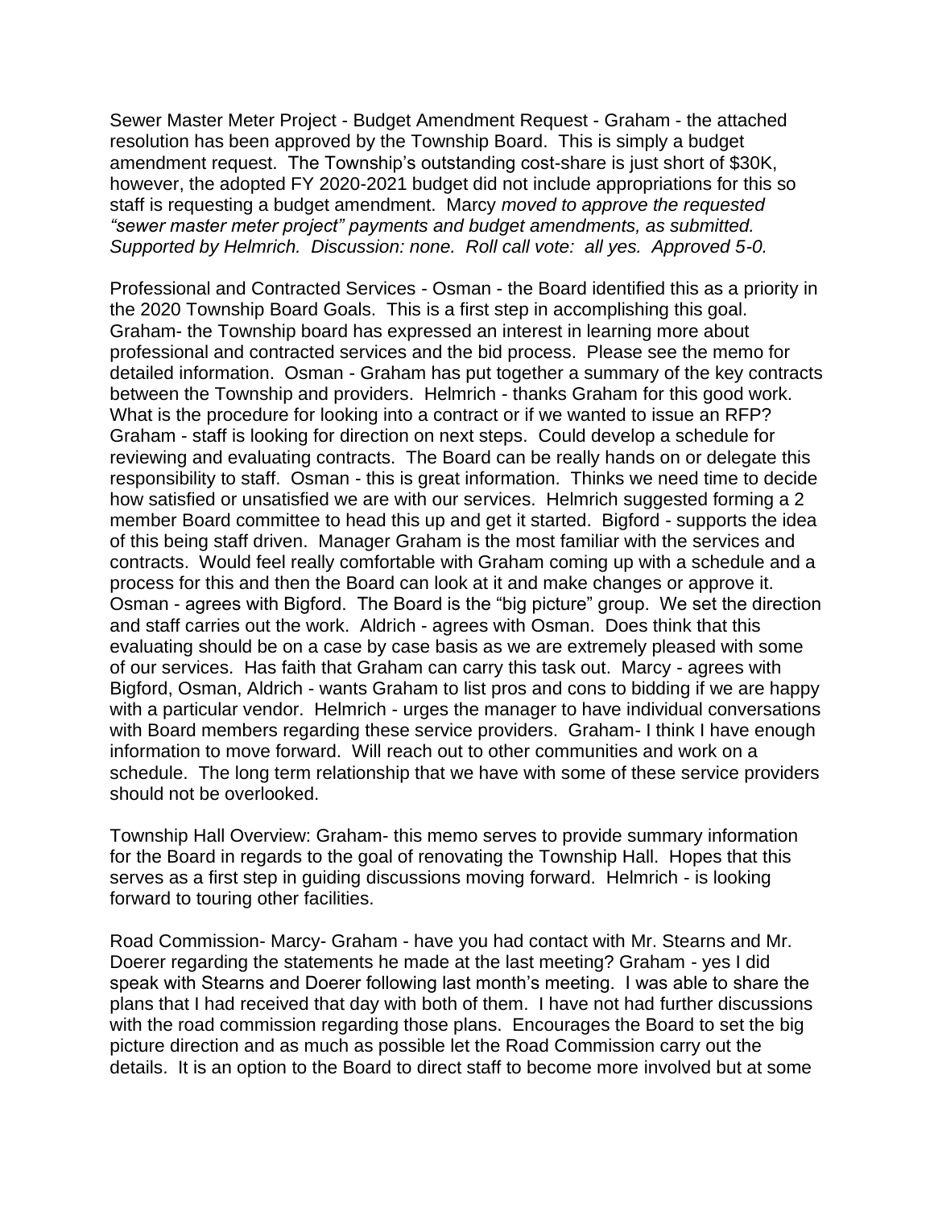Sewer Master Meter Project - Budget Amendment Request - Graham - the attached resolution has been approved by the Township Board. This is simply a budget amendment request. The Township's outstanding cost-share is just short of $30K, however, the adopted FY 2020-2021 budget did not include appropriations for this so staff is requesting a budget amendment. Marcy *moved to approve the requested "sewer master meter project" payments and budget amendments, as submitted. Supported by Helmrich. Discussion: none. Roll call vote: all yes. Approved 5-0.*

Professional and Contracted Services - Osman - the Board identified this as a priority in the 2020 Township Board Goals. This is a first step in accomplishing this goal. Graham- the Township board has expressed an interest in learning more about professional and contracted services and the bid process. Please see the memo for detailed information. Osman - Graham has put together a summary of the key contracts between the Township and providers. Helmrich - thanks Graham for this good work. What is the procedure for looking into a contract or if we wanted to issue an RFP? Graham - staff is looking for direction on next steps. Could develop a schedule for reviewing and evaluating contracts. The Board can be really hands on or delegate this responsibility to staff. Osman - this is great information. Thinks we need time to decide how satisfied or unsatisfied we are with our services. Helmrich suggested forming a 2 member Board committee to head this up and get it started. Bigford - supports the idea of this being staff driven. Manager Graham is the most familiar with the services and contracts. Would feel really comfortable with Graham coming up with a schedule and a process for this and then the Board can look at it and make changes or approve it. Osman - agrees with Bigford. The Board is the "big picture" group. We set the direction and staff carries out the work. Aldrich - agrees with Osman. Does think that this evaluating should be on a case by case basis as we are extremely pleased with some of our services. Has faith that Graham can carry this task out. Marcy - agrees with Bigford, Osman, Aldrich - wants Graham to list pros and cons to bidding if we are happy with a particular vendor. Helmrich - urges the manager to have individual conversations with Board members regarding these service providers. Graham- I think I have enough information to move forward. Will reach out to other communities and work on a schedule. The long term relationship that we have with some of these service providers should not be overlooked.

Township Hall Overview: Graham- this memo serves to provide summary information for the Board in regards to the goal of renovating the Township Hall. Hopes that this serves as a first step in guiding discussions moving forward. Helmrich - is looking forward to touring other facilities.

Road Commission- Marcy- Graham - have you had contact with Mr. Stearns and Mr. Doerer regarding the statements he made at the last meeting? Graham - yes I did speak with Stearns and Doerer following last month's meeting. I was able to share the plans that I had received that day with both of them. I have not had further discussions with the road commission regarding those plans. Encourages the Board to set the big picture direction and as much as possible let the Road Commission carry out the details. It is an option to the Board to direct staff to become more involved but at some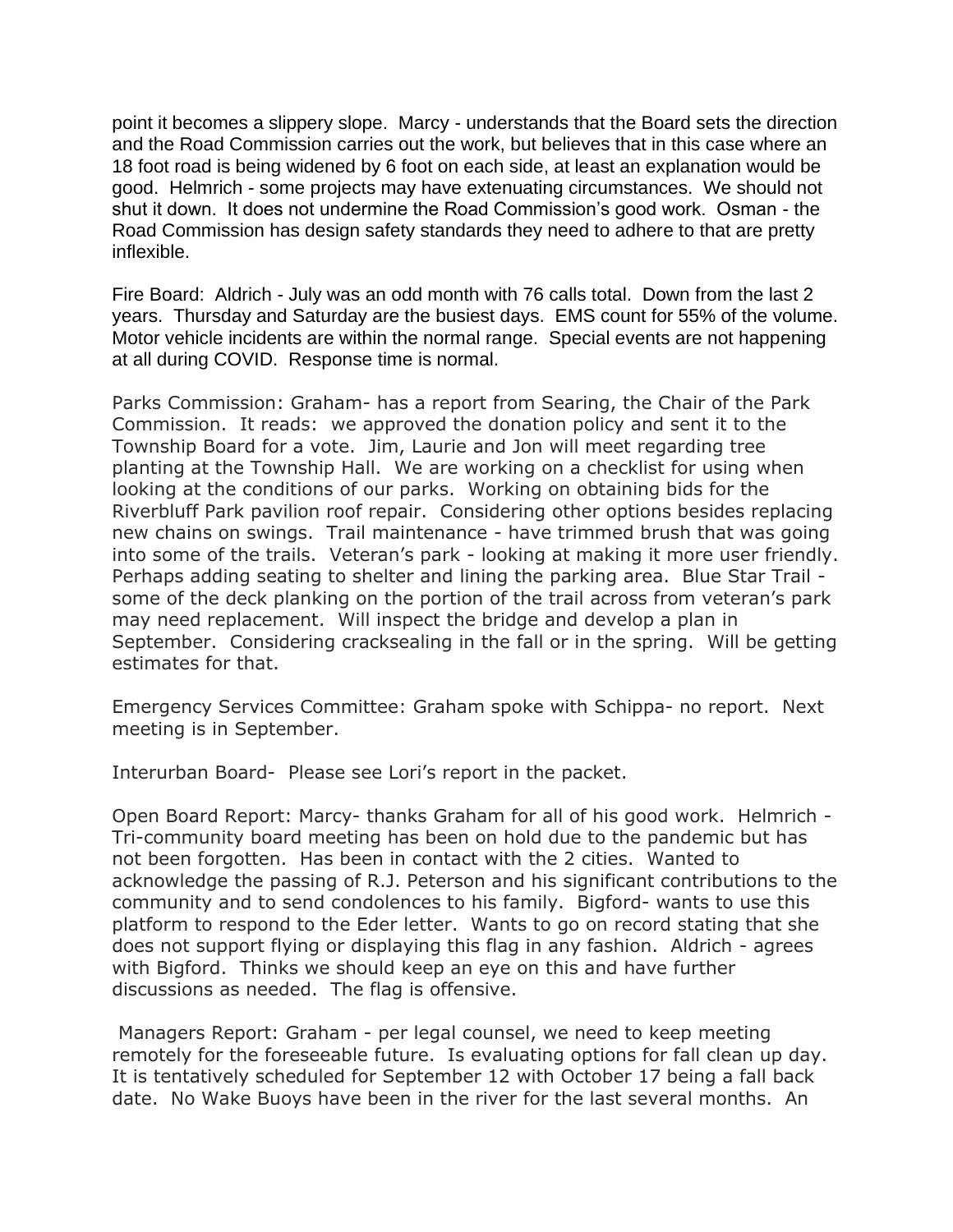point it becomes a slippery slope. Marcy - understands that the Board sets the direction and the Road Commission carries out the work, but believes that in this case where an 18 foot road is being widened by 6 foot on each side, at least an explanation would be good. Helmrich - some projects may have extenuating circumstances. We should not shut it down. It does not undermine the Road Commission's good work. Osman - the Road Commission has design safety standards they need to adhere to that are pretty inflexible.

Fire Board: Aldrich - July was an odd month with 76 calls total. Down from the last 2 years. Thursday and Saturday are the busiest days. EMS count for 55% of the volume. Motor vehicle incidents are within the normal range. Special events are not happening at all during COVID. Response time is normal.

Parks Commission: Graham- has a report from Searing, the Chair of the Park Commission. It reads: we approved the donation policy and sent it to the Township Board for a vote. Jim, Laurie and Jon will meet regarding tree planting at the Township Hall. We are working on a checklist for using when looking at the conditions of our parks. Working on obtaining bids for the Riverbluff Park pavilion roof repair. Considering other options besides replacing new chains on swings. Trail maintenance - have trimmed brush that was going into some of the trails. Veteran's park - looking at making it more user friendly. Perhaps adding seating to shelter and lining the parking area. Blue Star Trail - some of the deck planking on the portion of the trail across from veteran's park may need replacement. Will inspect the bridge and develop a plan in September. Considering cracksealing in the fall or in the spring. Will be getting estimates for that.

Emergency Services Committee: Graham spoke with Schippa- no report. Next meeting is in September.

Interurban Board- Please see Lori's report in the packet.

Open Board Report: Marcy- thanks Graham for all of his good work. Helmrich - Tri-community board meeting has been on hold due to the pandemic but has not been forgotten. Has been in contact with the 2 cities. Wanted to acknowledge the passing of R.J. Peterson and his significant contributions to the community and to send condolences to his family. Bigford- wants to use this platform to respond to the Eder letter. Wants to go on record stating that she does not support flying or displaying this flag in any fashion. Aldrich - agrees with Bigford. Thinks we should keep an eye on this and have further discussions as needed. The flag is offensive.

Managers Report: Graham - per legal counsel, we need to keep meeting remotely for the foreseeable future. Is evaluating options for fall clean up day. It is tentatively scheduled for September 12 with October 17 being a fall back date. No Wake Buoys have been in the river for the last several months. An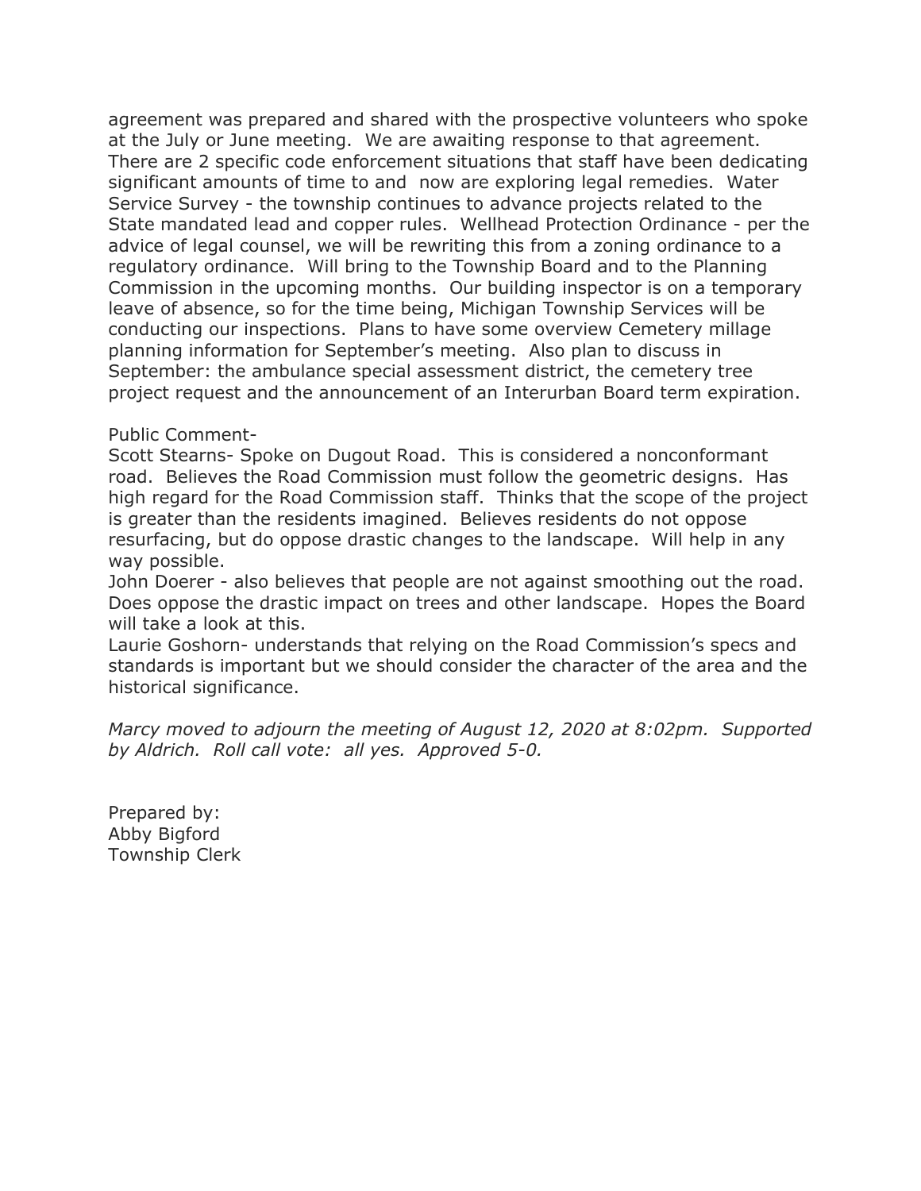agreement was prepared and shared with the prospective volunteers who spoke at the July or June meeting. We are awaiting response to that agreement. There are 2 specific code enforcement situations that staff have been dedicating significant amounts of time to and now are exploring legal remedies. Water Service Survey - the township continues to advance projects related to the State mandated lead and copper rules. Wellhead Protection Ordinance - per the advice of legal counsel, we will be rewriting this from a zoning ordinance to a regulatory ordinance. Will bring to the Township Board and to the Planning Commission in the upcoming months. Our building inspector is on a temporary leave of absence, so for the time being, Michigan Township Services will be conducting our inspections. Plans to have some overview Cemetery millage planning information for September's meeting. Also plan to discuss in September: the ambulance special assessment district, the cemetery tree project request and the announcement of an Interurban Board term expiration.

Public Comment-

Scott Stearns- Spoke on Dugout Road. This is considered a nonconformant road. Believes the Road Commission must follow the geometric designs. Has high regard for the Road Commission staff. Thinks that the scope of the project is greater than the residents imagined. Believes residents do not oppose resurfacing, but do oppose drastic changes to the landscape. Will help in any way possible.

John Doerer - also believes that people are not against smoothing out the road. Does oppose the drastic impact on trees and other landscape. Hopes the Board will take a look at this.

Laurie Goshorn- understands that relying on the Road Commission's specs and standards is important but we should consider the character of the area and the historical significance.

*Marcy moved to adjourn the meeting of August 12, 2020 at 8:02pm. Supported by Aldrich. Roll call vote: all yes. Approved 5-0.*

Prepared by:
Abby Bigford
Township Clerk